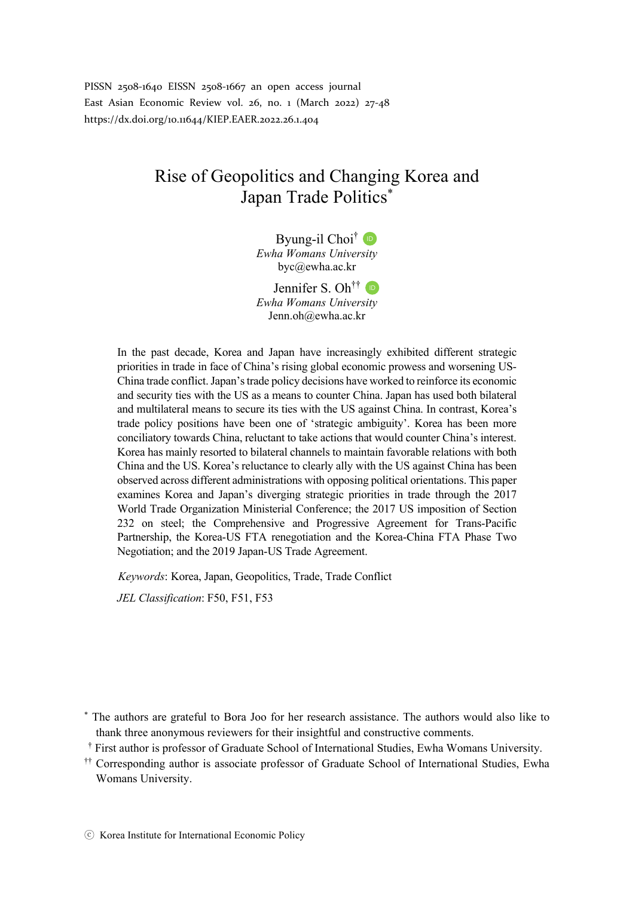PISSN 2508-1640 EISSN 2508-1667 an open access journal
East Asian Economic Review vol. 26, no. 1 (March 2022) 27-48
https://dx.doi.org/10.11644/KIEP.EAER.2022.26.1.404

# Rise of Geopolitics and Changing Korea and Japan Trade Politics[*]

Byung-il Choi[†]
*Ewha Womans University*
byc@ewha.ac.kr

Jennifer S. Oh[††]
*Ewha Womans University*
Jenn.oh@ewha.ac.kr

In the past decade, Korea and Japan have increasingly exhibited different strategic priorities in trade in face of China's rising global economic prowess and worsening US-China trade conflict. Japan's trade policy decisions have worked to reinforce its economic and security ties with the US as a means to counter China. Japan has used both bilateral and multilateral means to secure its ties with the US against China. In contrast, Korea's trade policy positions have been one of 'strategic ambiguity'. Korea has been more conciliatory towards China, reluctant to take actions that would counter China's interest. Korea has mainly resorted to bilateral channels to maintain favorable relations with both China and the US. Korea's reluctance to clearly ally with the US against China has been observed across different administrations with opposing political orientations. This paper examines Korea and Japan's diverging strategic priorities in trade through the 2017 World Trade Organization Ministerial Conference; the 2017 US imposition of Section 232 on steel; the Comprehensive and Progressive Agreement for Trans-Pacific Partnership, the Korea-US FTA renegotiation and the Korea-China FTA Phase Two Negotiation; and the 2019 Japan-US Trade Agreement.

*Keywords*: Korea, Japan, Geopolitics, Trade, Trade Conflict

*JEL Classification*: F50, F51, F53

[*] The authors are grateful to Bora Joo for her research assistance. The authors would also like to thank three anonymous reviewers for their insightful and constructive comments.

[†] First author is professor of Graduate School of International Studies, Ewha Womans University.

[††] Corresponding author is associate professor of Graduate School of International Studies, Ewha Womans University.

ⓒ Korea Institute for International Economic Policy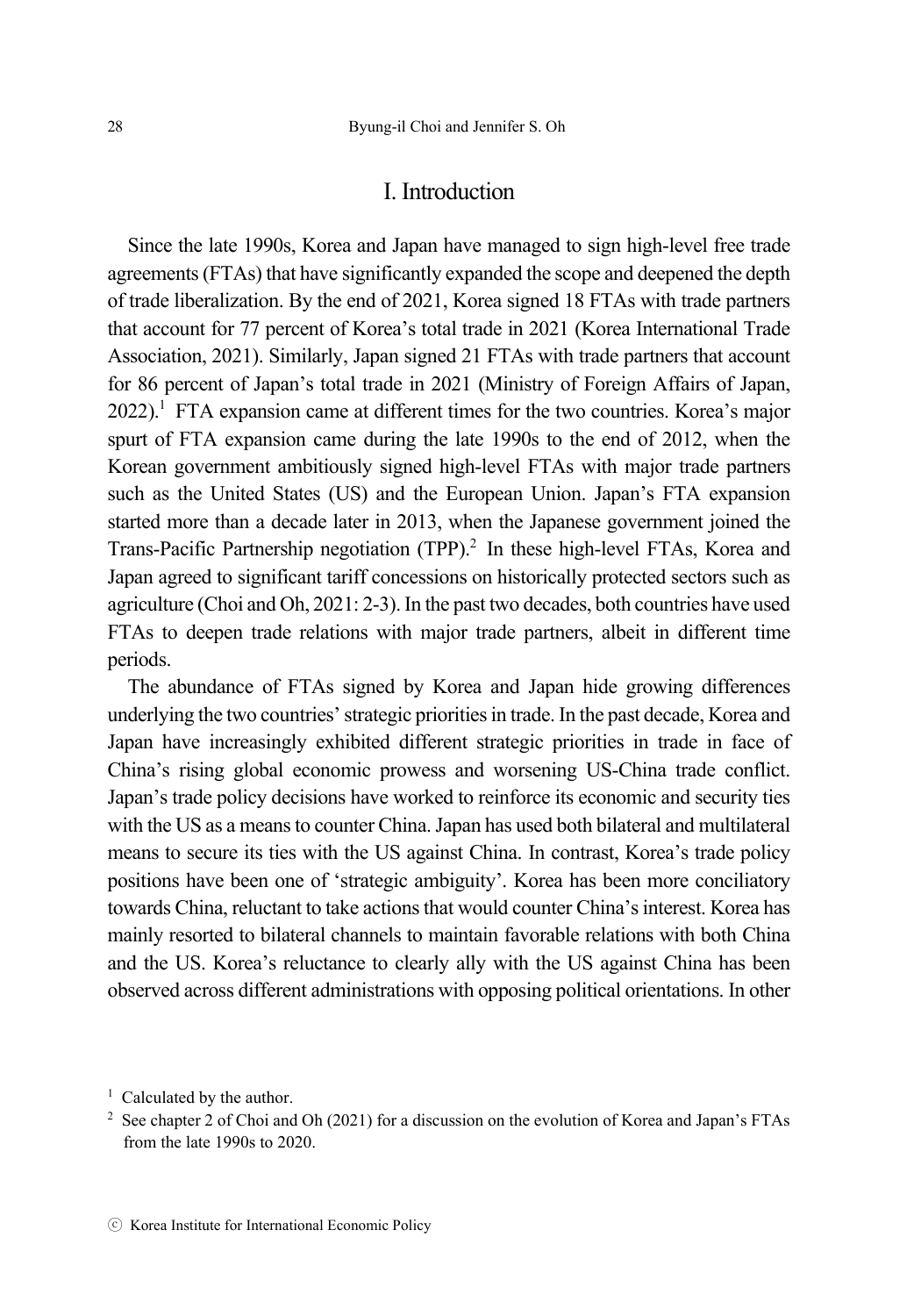## I. Introduction

Since the late 1990s, Korea and Japan have managed to sign high-level free trade agreements (FTAs) that have significantly expanded the scope and deepened the depth of trade liberalization. By the end of 2021, Korea signed 18 FTAs with trade partners that account for 77 percent of Korea's total trade in 2021 (Korea International Trade Association, 2021). Similarly, Japan signed 21 FTAs with trade partners that account for 86 percent of Japan's total trade in 2021 (Ministry of Foreign Affairs of Japan, 2022).[1] FTA expansion came at different times for the two countries. Korea's major spurt of FTA expansion came during the late 1990s to the end of 2012, when the Korean government ambitiously signed high-level FTAs with major trade partners such as the United States (US) and the European Union. Japan's FTA expansion started more than a decade later in 2013, when the Japanese government joined the Trans-Pacific Partnership negotiation (TPP).[2] In these high-level FTAs, Korea and Japan agreed to significant tariff concessions on historically protected sectors such as agriculture (Choi and Oh, 2021: 2-3). In the past two decades, both countries have used FTAs to deepen trade relations with major trade partners, albeit in different time periods.

The abundance of FTAs signed by Korea and Japan hide growing differences underlying the two countries' strategic priorities in trade. In the past decade, Korea and Japan have increasingly exhibited different strategic priorities in trade in face of China's rising global economic prowess and worsening US-China trade conflict. Japan's trade policy decisions have worked to reinforce its economic and security ties with the US as a means to counter China. Japan has used both bilateral and multilateral means to secure its ties with the US against China. In contrast, Korea's trade policy positions have been one of 'strategic ambiguity'. Korea has been more conciliatory towards China, reluctant to take actions that would counter China's interest. Korea has mainly resorted to bilateral channels to maintain favorable relations with both China and the US. Korea's reluctance to clearly ally with the US against China has been observed across different administrations with opposing political orientations. In other

[1] Calculated by the author.

[2] See chapter 2 of Choi and Oh (2021) for a discussion on the evolution of Korea and Japan's FTAs from the late 1990s to 2020.

ⓒ Korea Institute for International Economic Policy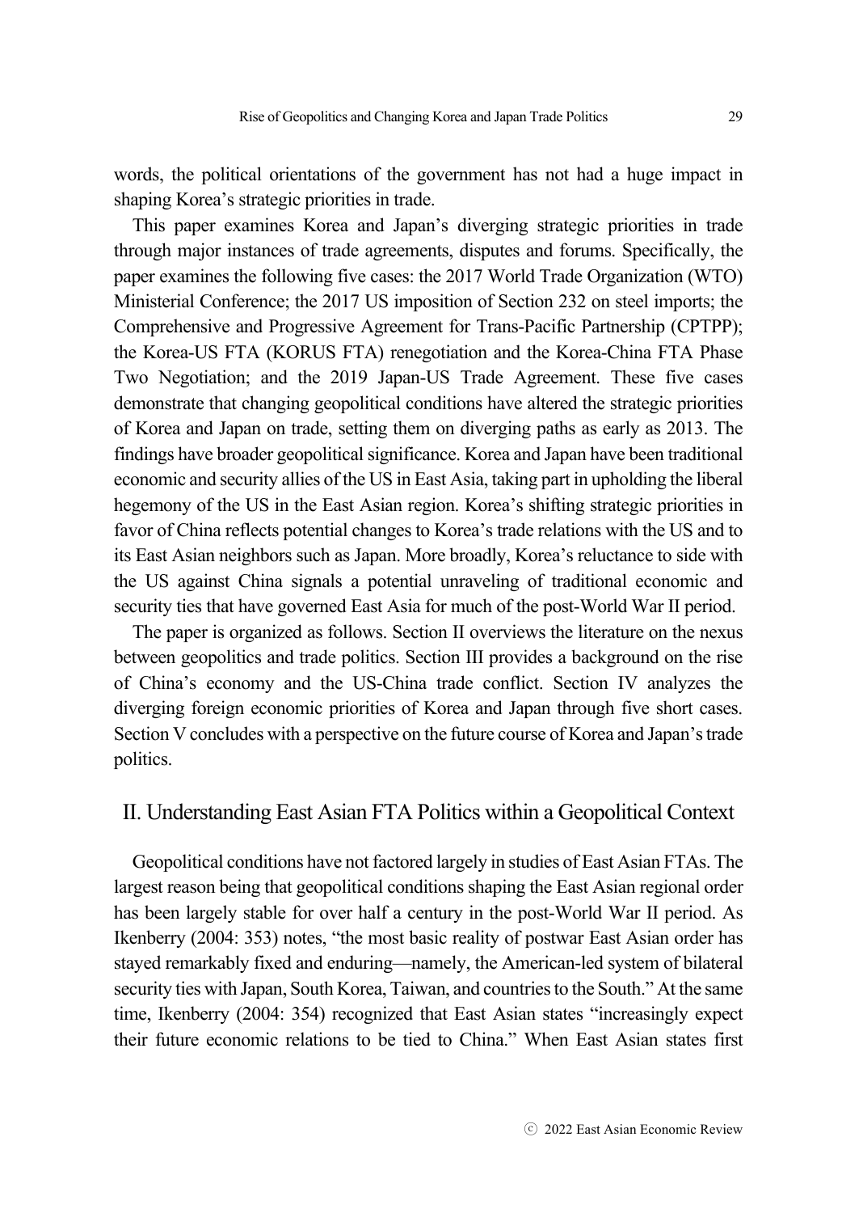words, the political orientations of the government has not had a huge impact in shaping Korea's strategic priorities in trade.

This paper examines Korea and Japan's diverging strategic priorities in trade through major instances of trade agreements, disputes and forums. Specifically, the paper examines the following five cases: the 2017 World Trade Organization (WTO) Ministerial Conference; the 2017 US imposition of Section 232 on steel imports; the Comprehensive and Progressive Agreement for Trans-Pacific Partnership (CPTPP); the Korea-US FTA (KORUS FTA) renegotiation and the Korea-China FTA Phase Two Negotiation; and the 2019 Japan-US Trade Agreement. These five cases demonstrate that changing geopolitical conditions have altered the strategic priorities of Korea and Japan on trade, setting them on diverging paths as early as 2013. The findings have broader geopolitical significance. Korea and Japan have been traditional economic and security allies of the US in East Asia, taking part in upholding the liberal hegemony of the US in the East Asian region. Korea's shifting strategic priorities in favor of China reflects potential changes to Korea's trade relations with the US and to its East Asian neighbors such as Japan. More broadly, Korea's reluctance to side with the US against China signals a potential unraveling of traditional economic and security ties that have governed East Asia for much of the post-World War II period.

The paper is organized as follows. Section II overviews the literature on the nexus between geopolitics and trade politics. Section III provides a background on the rise of China's economy and the US-China trade conflict. Section IV analyzes the diverging foreign economic priorities of Korea and Japan through five short cases. Section V concludes with a perspective on the future course of Korea and Japan's trade politics.

## II. Understanding East Asian FTA Politics within a Geopolitical Context

Geopolitical conditions have not factored largely in studies of East Asian FTAs. The largest reason being that geopolitical conditions shaping the East Asian regional order has been largely stable for over half a century in the post-World War II period. As Ikenberry (2004: 353) notes, "the most basic reality of postwar East Asian order has stayed remarkably fixed and enduring—namely, the American-led system of bilateral security ties with Japan, South Korea, Taiwan, and countries to the South." At the same time, Ikenberry (2004: 354) recognized that East Asian states "increasingly expect their future economic relations to be tied to China." When East Asian states first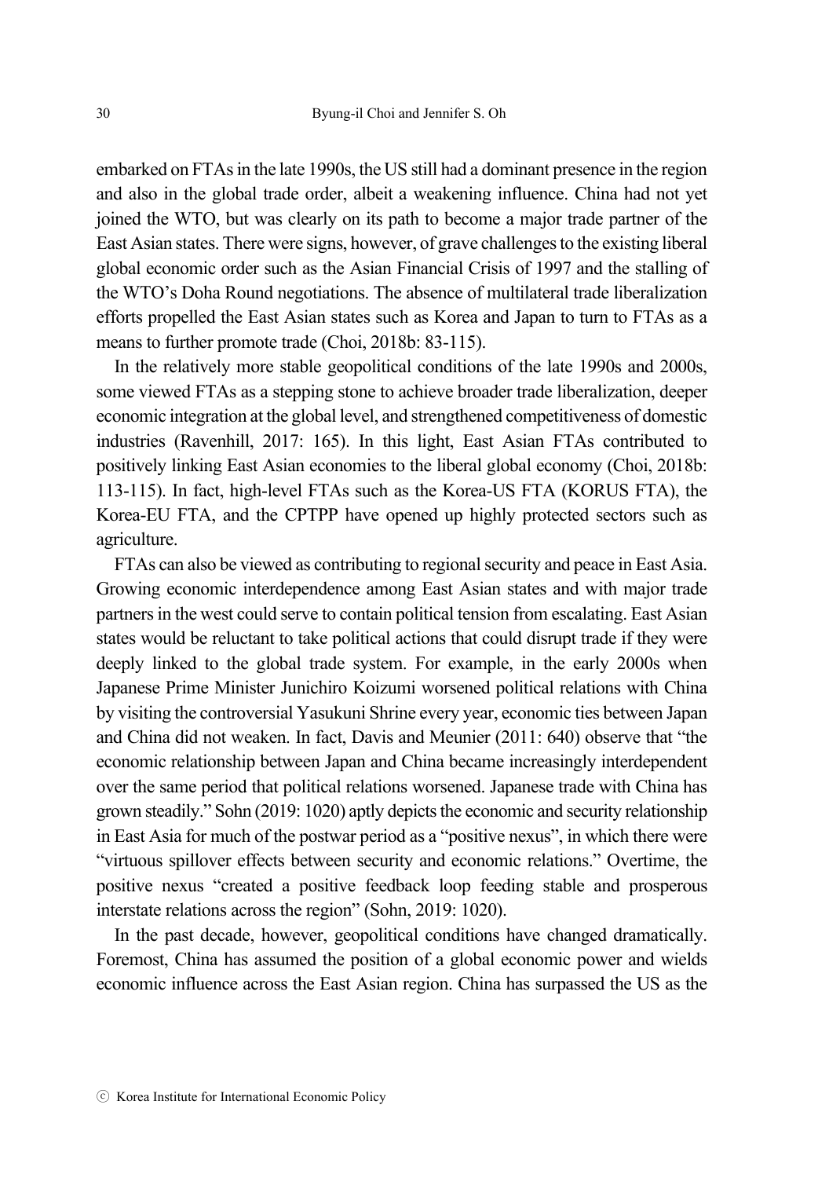embarked on FTAs in the late 1990s, the US still had a dominant presence in the region and also in the global trade order, albeit a weakening influence. China had not yet joined the WTO, but was clearly on its path to become a major trade partner of the East Asian states. There were signs, however, of grave challenges to the existing liberal global economic order such as the Asian Financial Crisis of 1997 and the stalling of the WTO's Doha Round negotiations. The absence of multilateral trade liberalization efforts propelled the East Asian states such as Korea and Japan to turn to FTAs as a means to further promote trade (Choi, 2018b: 83-115).

In the relatively more stable geopolitical conditions of the late 1990s and 2000s, some viewed FTAs as a stepping stone to achieve broader trade liberalization, deeper economic integration at the global level, and strengthened competitiveness of domestic industries (Ravenhill, 2017: 165). In this light, East Asian FTAs contributed to positively linking East Asian economies to the liberal global economy (Choi, 2018b: 113-115). In fact, high-level FTAs such as the Korea-US FTA (KORUS FTA), the Korea-EU FTA, and the CPTPP have opened up highly protected sectors such as agriculture.

FTAs can also be viewed as contributing to regional security and peace in East Asia. Growing economic interdependence among East Asian states and with major trade partners in the west could serve to contain political tension from escalating. East Asian states would be reluctant to take political actions that could disrupt trade if they were deeply linked to the global trade system. For example, in the early 2000s when Japanese Prime Minister Junichiro Koizumi worsened political relations with China by visiting the controversial Yasukuni Shrine every year, economic ties between Japan and China did not weaken. In fact, Davis and Meunier (2011: 640) observe that "the economic relationship between Japan and China became increasingly interdependent over the same period that political relations worsened. Japanese trade with China has grown steadily." Sohn (2019: 1020) aptly depicts the economic and security relationship in East Asia for much of the postwar period as a "positive nexus", in which there were "virtuous spillover effects between security and economic relations." Overtime, the positive nexus "created a positive feedback loop feeding stable and prosperous interstate relations across the region" (Sohn, 2019: 1020).

In the past decade, however, geopolitical conditions have changed dramatically. Foremost, China has assumed the position of a global economic power and wields economic influence across the East Asian region. China has surpassed the US as the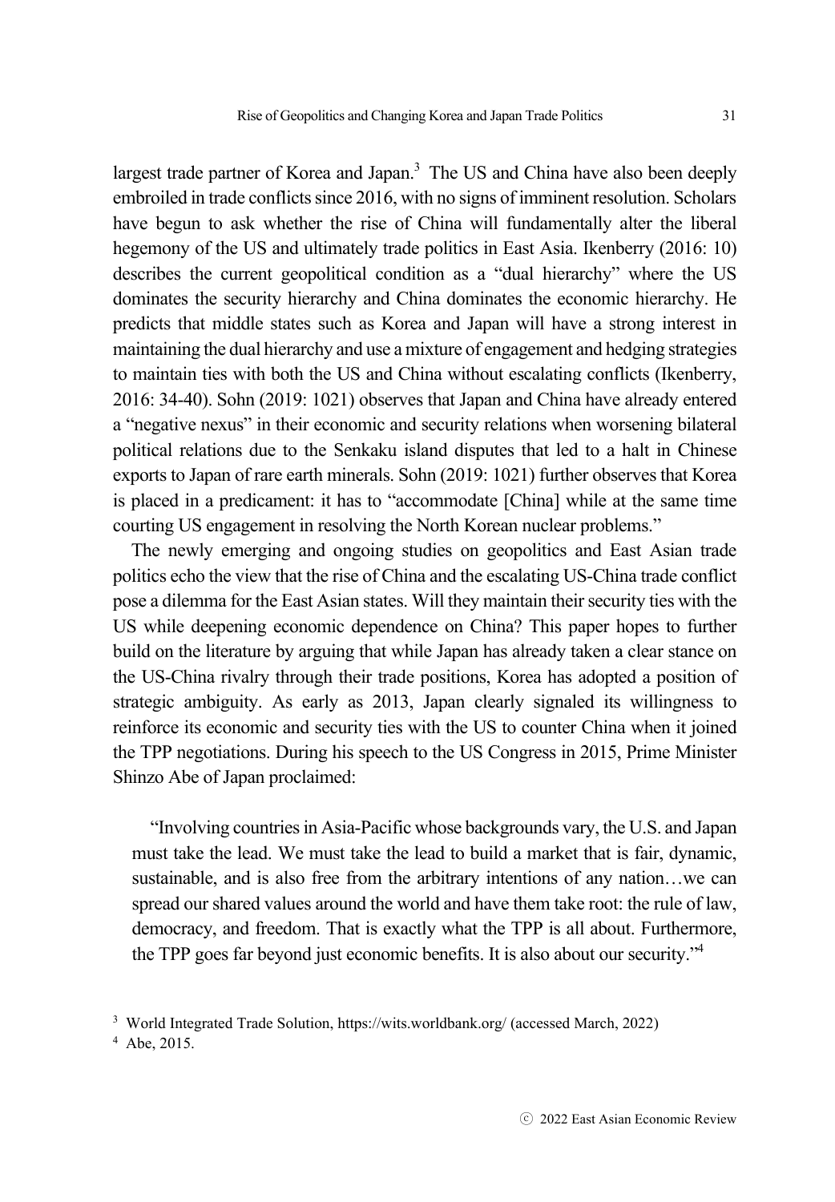largest trade partner of Korea and Japan.[3] The US and China have also been deeply embroiled in trade conflicts since 2016, with no signs of imminent resolution. Scholars have begun to ask whether the rise of China will fundamentally alter the liberal hegemony of the US and ultimately trade politics in East Asia. Ikenberry (2016: 10) describes the current geopolitical condition as a "dual hierarchy" where the US dominates the security hierarchy and China dominates the economic hierarchy. He predicts that middle states such as Korea and Japan will have a strong interest in maintaining the dual hierarchy and use a mixture of engagement and hedging strategies to maintain ties with both the US and China without escalating conflicts (Ikenberry, 2016: 34-40). Sohn (2019: 1021) observes that Japan and China have already entered a "negative nexus" in their economic and security relations when worsening bilateral political relations due to the Senkaku island disputes that led to a halt in Chinese exports to Japan of rare earth minerals. Sohn (2019: 1021) further observes that Korea is placed in a predicament: it has to "accommodate [China] while at the same time courting US engagement in resolving the North Korean nuclear problems."

The newly emerging and ongoing studies on geopolitics and East Asian trade politics echo the view that the rise of China and the escalating US-China trade conflict pose a dilemma for the East Asian states. Will they maintain their security ties with the US while deepening economic dependence on China? This paper hopes to further build on the literature by arguing that while Japan has already taken a clear stance on the US-China rivalry through their trade positions, Korea has adopted a position of strategic ambiguity. As early as 2013, Japan clearly signaled its willingness to reinforce its economic and security ties with the US to counter China when it joined the TPP negotiations. During his speech to the US Congress in 2015, Prime Minister Shinzo Abe of Japan proclaimed:

> "Involving countries in Asia-Pacific whose backgrounds vary, the U.S. and Japan must take the lead. We must take the lead to build a market that is fair, dynamic, sustainable, and is also free from the arbitrary intentions of any nation…we can spread our shared values around the world and have them take root: the rule of law, democracy, and freedom. That is exactly what the TPP is all about. Furthermore, the TPP goes far beyond just economic benefits. It is also about our security."[4]

---

[3] World Integrated Trade Solution, https://wits.worldbank.org/ (accessed March, 2022)

[4] Abe, 2015.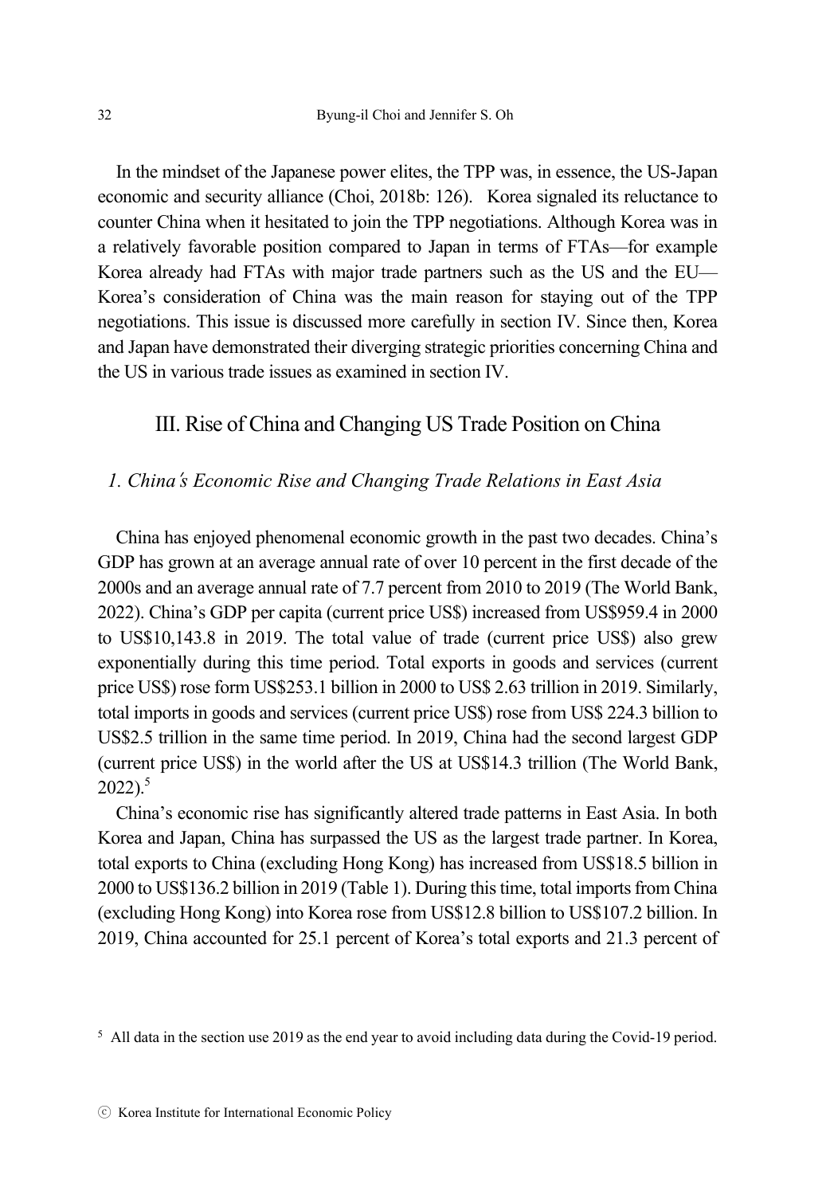In the mindset of the Japanese power elites, the TPP was, in essence, the US-Japan economic and security alliance (Choi, 2018b: 126). Korea signaled its reluctance to counter China when it hesitated to join the TPP negotiations. Although Korea was in a relatively favorable position compared to Japan in terms of FTAs—for example Korea already had FTAs with major trade partners such as the US and the EU—Korea's consideration of China was the main reason for staying out of the TPP negotiations. This issue is discussed more carefully in section IV. Since then, Korea and Japan have demonstrated their diverging strategic priorities concerning China and the US in various trade issues as examined in section IV.

## III. Rise of China and Changing US Trade Position on China

### *1. China's Economic Rise and Changing Trade Relations in East Asia*

China has enjoyed phenomenal economic growth in the past two decades. China's GDP has grown at an average annual rate of over 10 percent in the first decade of the 2000s and an average annual rate of 7.7 percent from 2010 to 2019 (The World Bank, 2022). China's GDP per capita (current price US$) increased from US$959.4 in 2000 to US$10,143.8 in 2019. The total value of trade (current price US$) also grew exponentially during this time period. Total exports in goods and services (current price US$) rose form US$253.1 billion in 2000 to US$ 2.63 trillion in 2019. Similarly, total imports in goods and services (current price US$) rose from US$ 224.3 billion to US$2.5 trillion in the same time period. In 2019, China had the second largest GDP (current price US$) in the world after the US at US$14.3 trillion (The World Bank, 2022).[5]

China's economic rise has significantly altered trade patterns in East Asia. In both Korea and Japan, China has surpassed the US as the largest trade partner. In Korea, total exports to China (excluding Hong Kong) has increased from US$18.5 billion in 2000 to US$136.2 billion in 2019 (Table 1). During this time, total imports from China (excluding Hong Kong) into Korea rose from US$12.8 billion to US$107.2 billion. In 2019, China accounted for 25.1 percent of Korea's total exports and 21.3 percent of

[5] All data in the section use 2019 as the end year to avoid including data during the Covid-19 period.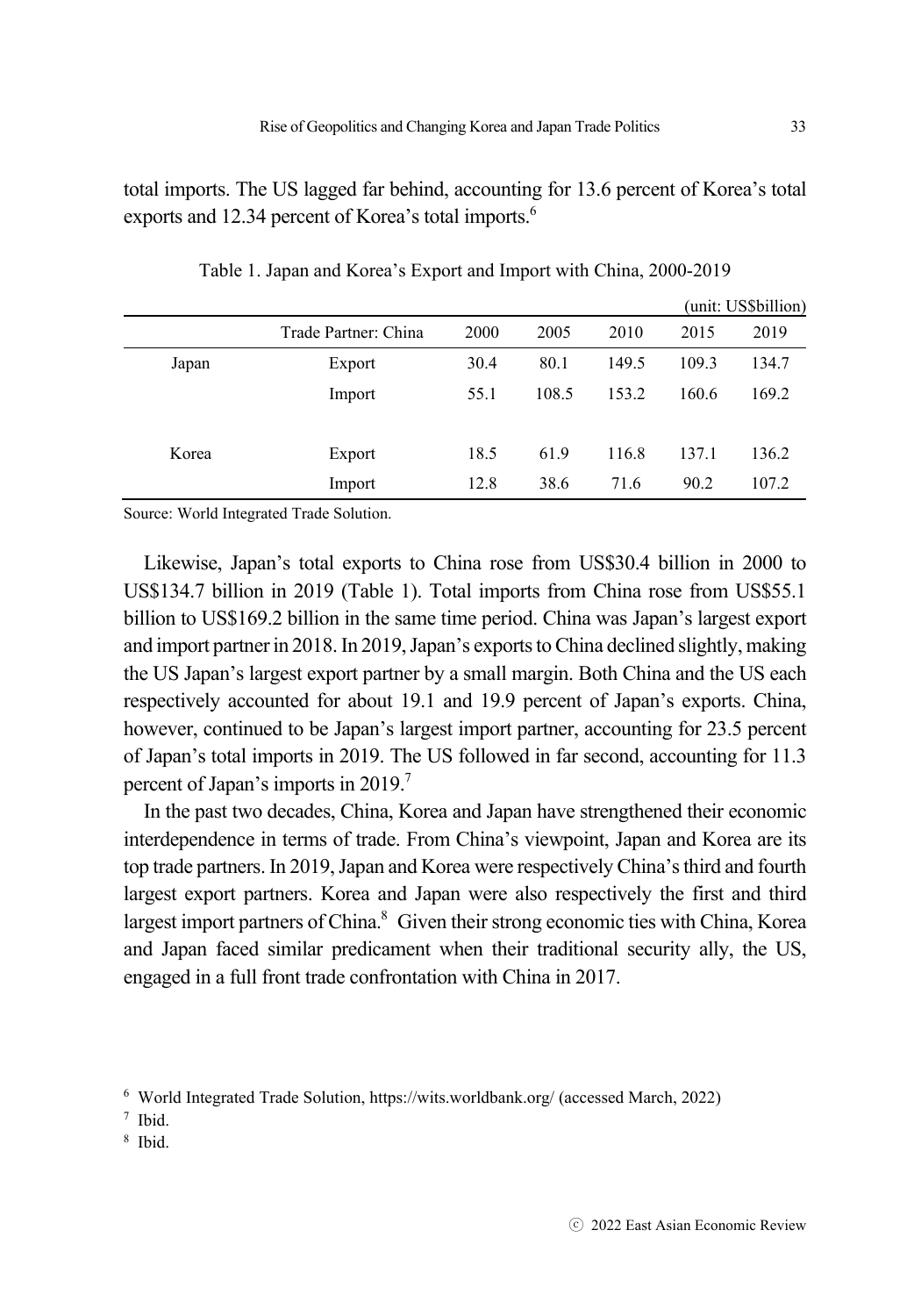total imports. The US lagged far behind, accounting for 13.6 percent of Korea's total exports and 12.34 percent of Korea's total imports.[6]

Table 1. Japan and Korea's Export and Import with China, 2000-2019

(unit: US$billion)

| | Trade Partner: China | 2000 | 2005 | 2010 | 2015 | 2019 |
|---|---|---|---|---|---|---|
| Japan | Export | 30.4 | 80.1 | 149.5 | 109.3 | 134.7 |
| | Import | 55.1 | 108.5 | 153.2 | 160.6 | 169.2 |
| Korea | Export | 18.5 | 61.9 | 116.8 | 137.1 | 136.2 |
| | Import | 12.8 | 38.6 | 71.6 | 90.2 | 107.2 |

Source: World Integrated Trade Solution.

Likewise, Japan's total exports to China rose from US$30.4 billion in 2000 to US$134.7 billion in 2019 (Table 1). Total imports from China rose from US$55.1 billion to US$169.2 billion in the same time period. China was Japan's largest export and import partner in 2018. In 2019, Japan's exports to China declined slightly, making the US Japan's largest export partner by a small margin. Both China and the US each respectively accounted for about 19.1 and 19.9 percent of Japan's exports. China, however, continued to be Japan's largest import partner, accounting for 23.5 percent of Japan's total imports in 2019. The US followed in far second, accounting for 11.3 percent of Japan's imports in 2019.[7]

In the past two decades, China, Korea and Japan have strengthened their economic interdependence in terms of trade. From China's viewpoint, Japan and Korea are its top trade partners. In 2019, Japan and Korea were respectively China's third and fourth largest export partners. Korea and Japan were also respectively the first and third largest import partners of China.[8] Given their strong economic ties with China, Korea and Japan faced similar predicament when their traditional security ally, the US, engaged in a full front trade confrontation with China in 2017.

[6] World Integrated Trade Solution, https://wits.worldbank.org/ (accessed March, 2022)

[7] Ibid.

[8] Ibid.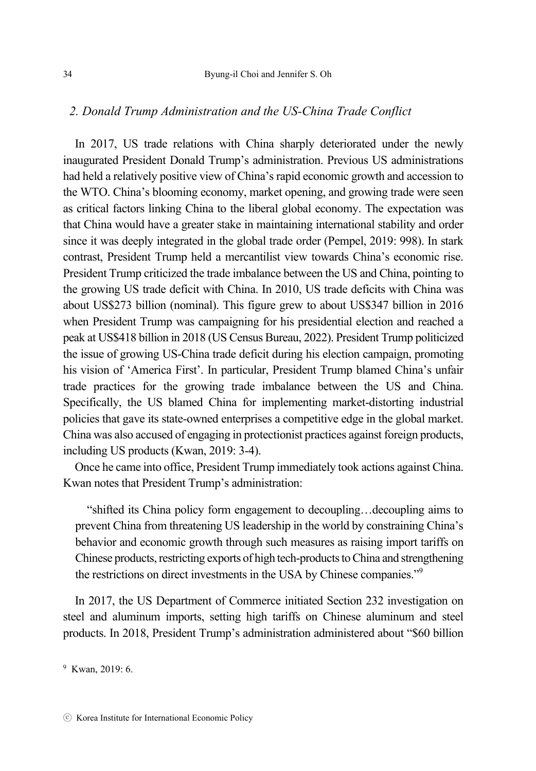## *2. Donald Trump Administration and the US-China Trade Conflict*

In 2017, US trade relations with China sharply deteriorated under the newly inaugurated President Donald Trump's administration. Previous US administrations had held a relatively positive view of China's rapid economic growth and accession to the WTO. China's blooming economy, market opening, and growing trade were seen as critical factors linking China to the liberal global economy. The expectation was that China would have a greater stake in maintaining international stability and order since it was deeply integrated in the global trade order (Pempel, 2019: 998). In stark contrast, President Trump held a mercantilist view towards China's economic rise. President Trump criticized the trade imbalance between the US and China, pointing to the growing US trade deficit with China. In 2010, US trade deficits with China was about US$273 billion (nominal). This figure grew to about US$347 billion in 2016 when President Trump was campaigning for his presidential election and reached a peak at US$418 billion in 2018 (US Census Bureau, 2022). President Trump politicized the issue of growing US-China trade deficit during his election campaign, promoting his vision of 'America First'. In particular, President Trump blamed China's unfair trade practices for the growing trade imbalance between the US and China. Specifically, the US blamed China for implementing market-distorting industrial policies that gave its state-owned enterprises a competitive edge in the global market. China was also accused of engaging in protectionist practices against foreign products, including US products (Kwan, 2019: 3-4).

Once he came into office, President Trump immediately took actions against China. Kwan notes that President Trump's administration:

> "shifted its China policy form engagement to decoupling…decoupling aims to prevent China from threatening US leadership in the world by constraining China's behavior and economic growth through such measures as raising import tariffs on Chinese products, restricting exports of high tech-products to China and strengthening the restrictions on direct investments in the USA by Chinese companies."[9]

In 2017, the US Department of Commerce initiated Section 232 investigation on steel and aluminum imports, setting high tariffs on Chinese aluminum and steel products. In 2018, President Trump's administration administered about "$60 billion

[9] Kwan, 2019: 6.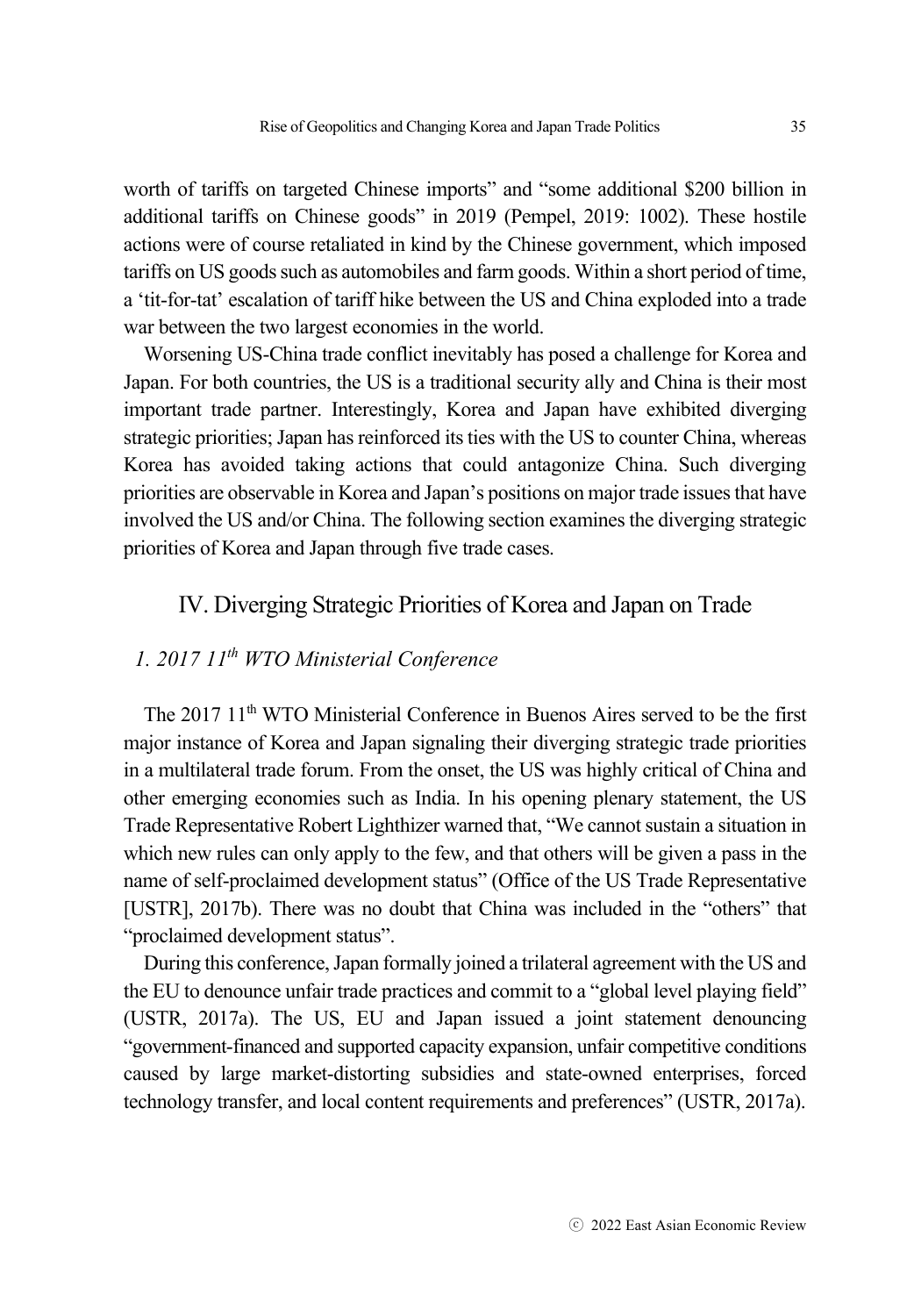worth of tariffs on targeted Chinese imports" and "some additional $200 billion in additional tariffs on Chinese goods" in 2019 (Pempel, 2019: 1002). These hostile actions were of course retaliated in kind by the Chinese government, which imposed tariffs on US goods such as automobiles and farm goods. Within a short period of time, a 'tit-for-tat' escalation of tariff hike between the US and China exploded into a trade war between the two largest economies in the world.

Worsening US-China trade conflict inevitably has posed a challenge for Korea and Japan. For both countries, the US is a traditional security ally and China is their most important trade partner. Interestingly, Korea and Japan have exhibited diverging strategic priorities; Japan has reinforced its ties with the US to counter China, whereas Korea has avoided taking actions that could antagonize China. Such diverging priorities are observable in Korea and Japan's positions on major trade issues that have involved the US and/or China. The following section examines the diverging strategic priorities of Korea and Japan through five trade cases.

## IV. Diverging Strategic Priorities of Korea and Japan on Trade

### *1. 2017 11th WTO Ministerial Conference*

The 2017 11th WTO Ministerial Conference in Buenos Aires served to be the first major instance of Korea and Japan signaling their diverging strategic trade priorities in a multilateral trade forum. From the onset, the US was highly critical of China and other emerging economies such as India. In his opening plenary statement, the US Trade Representative Robert Lighthizer warned that, "We cannot sustain a situation in which new rules can only apply to the few, and that others will be given a pass in the name of self-proclaimed development status" (Office of the US Trade Representative [USTR], 2017b). There was no doubt that China was included in the "others" that "proclaimed development status".

During this conference, Japan formally joined a trilateral agreement with the US and the EU to denounce unfair trade practices and commit to a "global level playing field" (USTR, 2017a). The US, EU and Japan issued a joint statement denouncing "government-financed and supported capacity expansion, unfair competitive conditions caused by large market-distorting subsidies and state-owned enterprises, forced technology transfer, and local content requirements and preferences" (USTR, 2017a).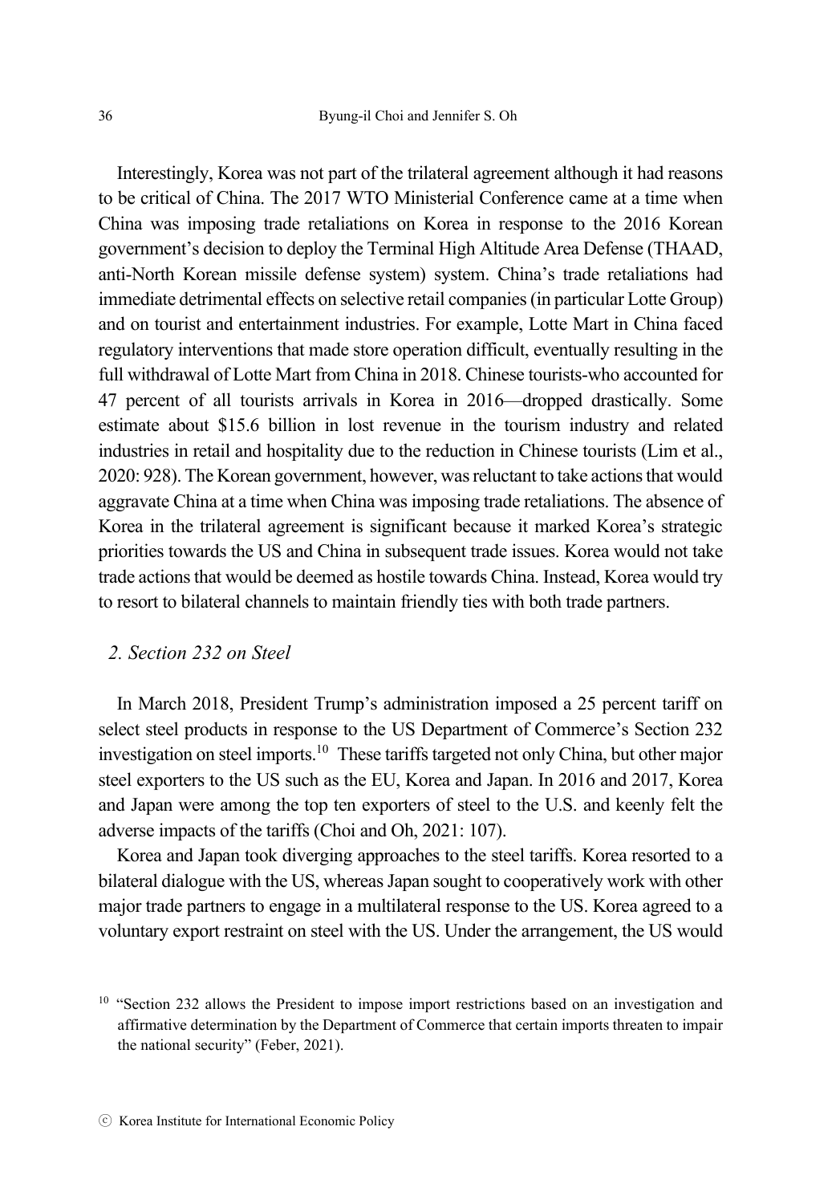Interestingly, Korea was not part of the trilateral agreement although it had reasons to be critical of China. The 2017 WTO Ministerial Conference came at a time when China was imposing trade retaliations on Korea in response to the 2016 Korean government's decision to deploy the Terminal High Altitude Area Defense (THAAD, anti-North Korean missile defense system) system. China's trade retaliations had immediate detrimental effects on selective retail companies (in particular Lotte Group) and on tourist and entertainment industries. For example, Lotte Mart in China faced regulatory interventions that made store operation difficult, eventually resulting in the full withdrawal of Lotte Mart from China in 2018. Chinese tourists-who accounted for 47 percent of all tourists arrivals in Korea in 2016—dropped drastically. Some estimate about \$15.6 billion in lost revenue in the tourism industry and related industries in retail and hospitality due to the reduction in Chinese tourists (Lim et al., 2020: 928). The Korean government, however, was reluctant to take actions that would aggravate China at a time when China was imposing trade retaliations. The absence of Korea in the trilateral agreement is significant because it marked Korea's strategic priorities towards the US and China in subsequent trade issues. Korea would not take trade actions that would be deemed as hostile towards China. Instead, Korea would try to resort to bilateral channels to maintain friendly ties with both trade partners.

### *2. Section 232 on Steel*

In March 2018, President Trump's administration imposed a 25 percent tariff on select steel products in response to the US Department of Commerce's Section 232 investigation on steel imports.[10] These tariffs targeted not only China, but other major steel exporters to the US such as the EU, Korea and Japan. In 2016 and 2017, Korea and Japan were among the top ten exporters of steel to the U.S. and keenly felt the adverse impacts of the tariffs (Choi and Oh, 2021: 107).

Korea and Japan took diverging approaches to the steel tariffs. Korea resorted to a bilateral dialogue with the US, whereas Japan sought to cooperatively work with other major trade partners to engage in a multilateral response to the US. Korea agreed to a voluntary export restraint on steel with the US. Under the arrangement, the US would

[10] "Section 232 allows the President to impose import restrictions based on an investigation and affirmative determination by the Department of Commerce that certain imports threaten to impair the national security" (Feber, 2021).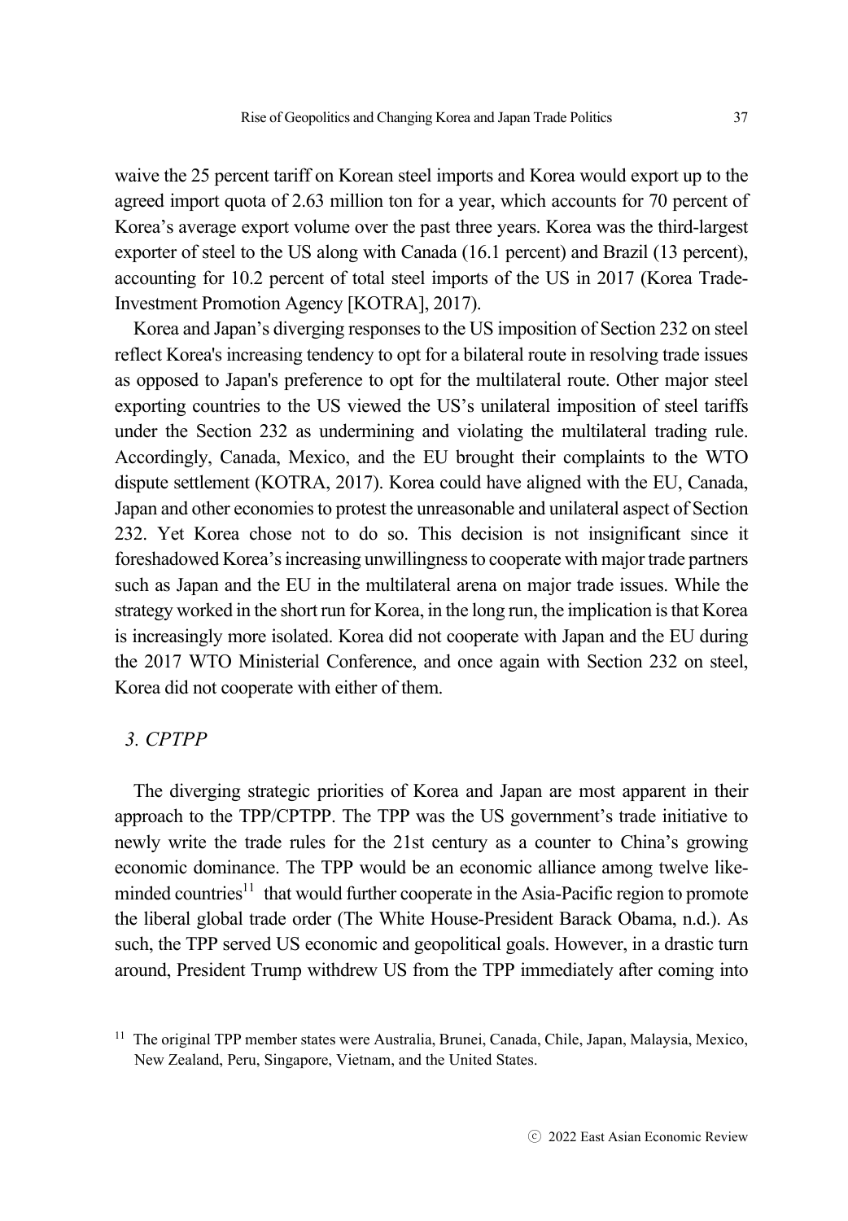waive the 25 percent tariff on Korean steel imports and Korea would export up to the agreed import quota of 2.63 million ton for a year, which accounts for 70 percent of Korea's average export volume over the past three years. Korea was the third-largest exporter of steel to the US along with Canada (16.1 percent) and Brazil (13 percent), accounting for 10.2 percent of total steel imports of the US in 2017 (Korea Trade-Investment Promotion Agency [KOTRA], 2017).

Korea and Japan's diverging responses to the US imposition of Section 232 on steel reflect Korea's increasing tendency to opt for a bilateral route in resolving trade issues as opposed to Japan's preference to opt for the multilateral route. Other major steel exporting countries to the US viewed the US's unilateral imposition of steel tariffs under the Section 232 as undermining and violating the multilateral trading rule. Accordingly, Canada, Mexico, and the EU brought their complaints to the WTO dispute settlement (KOTRA, 2017). Korea could have aligned with the EU, Canada, Japan and other economies to protest the unreasonable and unilateral aspect of Section 232. Yet Korea chose not to do so. This decision is not insignificant since it foreshadowed Korea's increasing unwillingness to cooperate with major trade partners such as Japan and the EU in the multilateral arena on major trade issues. While the strategy worked in the short run for Korea, in the long run, the implication is that Korea is increasingly more isolated. Korea did not cooperate with Japan and the EU during the 2017 WTO Ministerial Conference, and once again with Section 232 on steel, Korea did not cooperate with either of them.

### *3. CPTPP*

The diverging strategic priorities of Korea and Japan are most apparent in their approach to the TPP/CPTPP. The TPP was the US government's trade initiative to newly write the trade rules for the 21st century as a counter to China's growing economic dominance. The TPP would be an economic alliance among twelve like-minded countries[11] that would further cooperate in the Asia-Pacific region to promote the liberal global trade order (The White House-President Barack Obama, n.d.). As such, the TPP served US economic and geopolitical goals. However, in a drastic turn around, President Trump withdrew US from the TPP immediately after coming into

[11] The original TPP member states were Australia, Brunei, Canada, Chile, Japan, Malaysia, Mexico, New Zealand, Peru, Singapore, Vietnam, and the United States.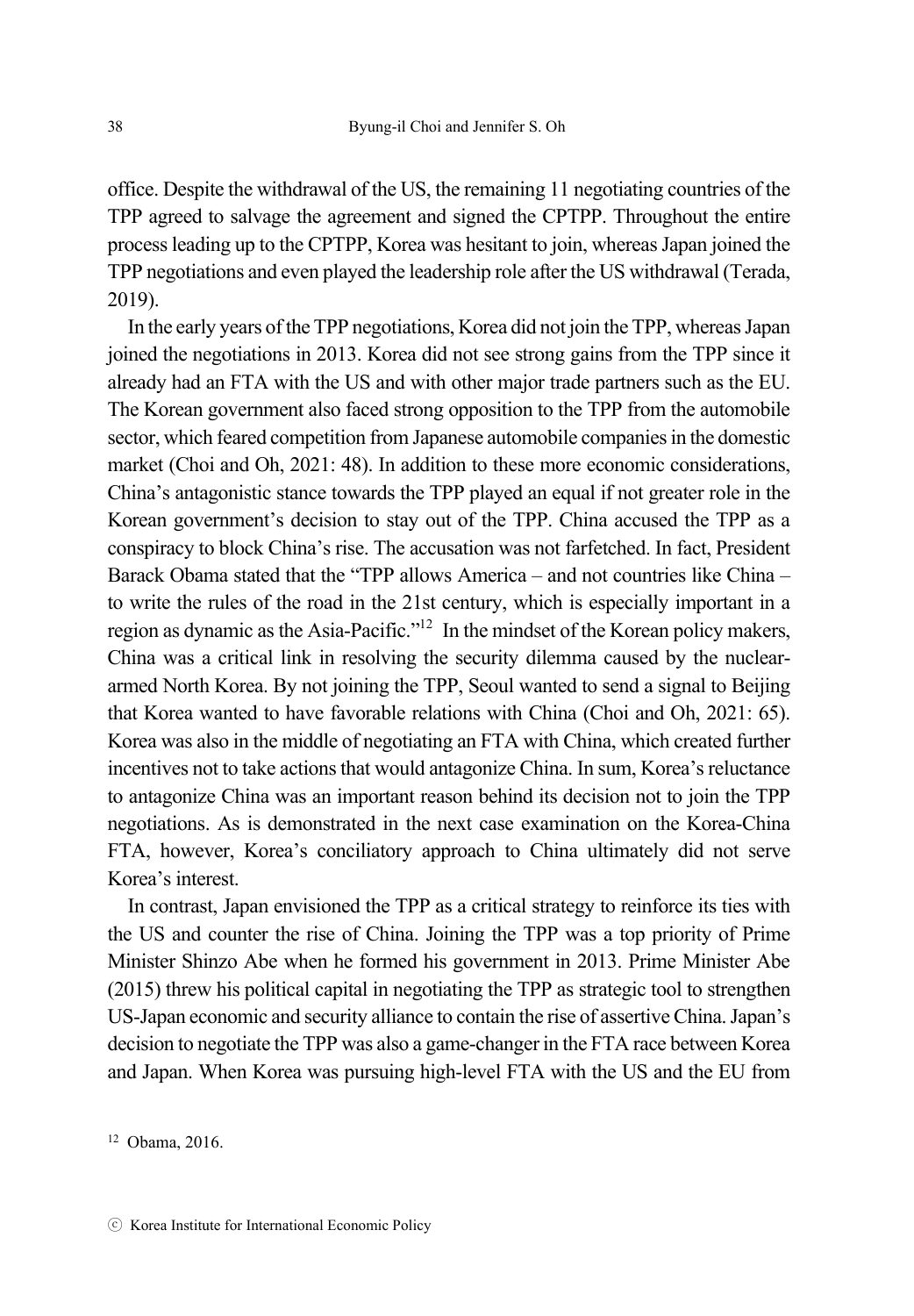office. Despite the withdrawal of the US, the remaining 11 negotiating countries of the TPP agreed to salvage the agreement and signed the CPTPP. Throughout the entire process leading up to the CPTPP, Korea was hesitant to join, whereas Japan joined the TPP negotiations and even played the leadership role after the US withdrawal (Terada, 2019).

In the early years of the TPP negotiations, Korea did not join the TPP, whereas Japan joined the negotiations in 2013. Korea did not see strong gains from the TPP since it already had an FTA with the US and with other major trade partners such as the EU. The Korean government also faced strong opposition to the TPP from the automobile sector, which feared competition from Japanese automobile companies in the domestic market (Choi and Oh, 2021: 48). In addition to these more economic considerations, China's antagonistic stance towards the TPP played an equal if not greater role in the Korean government's decision to stay out of the TPP. China accused the TPP as a conspiracy to block China's rise. The accusation was not farfetched. In fact, President Barack Obama stated that the "TPP allows America – and not countries like China – to write the rules of the road in the 21st century, which is especially important in a region as dynamic as the Asia-Pacific."[12] In the mindset of the Korean policy makers, China was a critical link in resolving the security dilemma caused by the nuclear-armed North Korea. By not joining the TPP, Seoul wanted to send a signal to Beijing that Korea wanted to have favorable relations with China (Choi and Oh, 2021: 65). Korea was also in the middle of negotiating an FTA with China, which created further incentives not to take actions that would antagonize China. In sum, Korea's reluctance to antagonize China was an important reason behind its decision not to join the TPP negotiations. As is demonstrated in the next case examination on the Korea-China FTA, however, Korea's conciliatory approach to China ultimately did not serve Korea's interest.

In contrast, Japan envisioned the TPP as a critical strategy to reinforce its ties with the US and counter the rise of China. Joining the TPP was a top priority of Prime Minister Shinzo Abe when he formed his government in 2013. Prime Minister Abe (2015) threw his political capital in negotiating the TPP as strategic tool to strengthen US-Japan economic and security alliance to contain the rise of assertive China. Japan's decision to negotiate the TPP was also a game-changer in the FTA race between Korea and Japan. When Korea was pursuing high-level FTA with the US and the EU from

[12] Obama, 2016.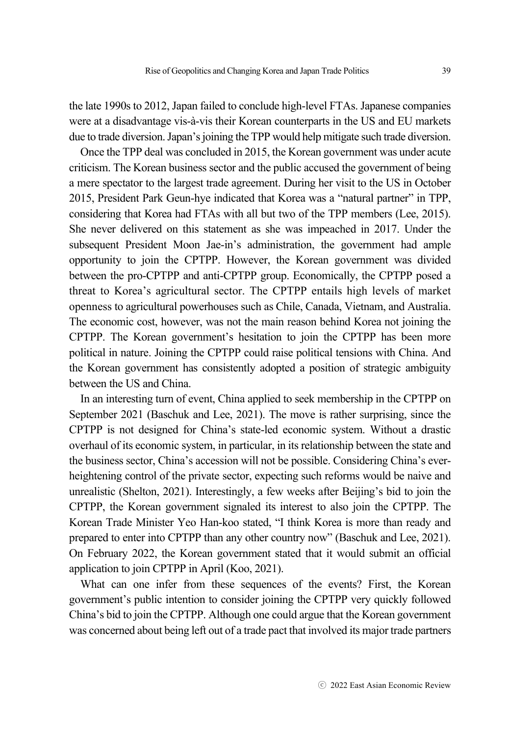the late 1990s to 2012, Japan failed to conclude high-level FTAs. Japanese companies were at a disadvantage vis-à-vis their Korean counterparts in the US and EU markets due to trade diversion. Japan's joining the TPP would help mitigate such trade diversion.

Once the TPP deal was concluded in 2015, the Korean government was under acute criticism. The Korean business sector and the public accused the government of being a mere spectator to the largest trade agreement. During her visit to the US in October 2015, President Park Geun-hye indicated that Korea was a "natural partner" in TPP, considering that Korea had FTAs with all but two of the TPP members (Lee, 2015). She never delivered on this statement as she was impeached in 2017. Under the subsequent President Moon Jae-in's administration, the government had ample opportunity to join the CPTPP. However, the Korean government was divided between the pro-CPTPP and anti-CPTPP group. Economically, the CPTPP posed a threat to Korea's agricultural sector. The CPTPP entails high levels of market openness to agricultural powerhouses such as Chile, Canada, Vietnam, and Australia. The economic cost, however, was not the main reason behind Korea not joining the CPTPP. The Korean government's hesitation to join the CPTPP has been more political in nature. Joining the CPTPP could raise political tensions with China. And the Korean government has consistently adopted a position of strategic ambiguity between the US and China.

In an interesting turn of event, China applied to seek membership in the CPTPP on September 2021 (Baschuk and Lee, 2021). The move is rather surprising, since the CPTPP is not designed for China's state-led economic system. Without a drastic overhaul of its economic system, in particular, in its relationship between the state and the business sector, China's accession will not be possible. Considering China's ever-heightening control of the private sector, expecting such reforms would be naive and unrealistic (Shelton, 2021). Interestingly, a few weeks after Beijing's bid to join the CPTPP, the Korean government signaled its interest to also join the CPTPP. The Korean Trade Minister Yeo Han-koo stated, "I think Korea is more than ready and prepared to enter into CPTPP than any other country now" (Baschuk and Lee, 2021). On February 2022, the Korean government stated that it would submit an official application to join CPTPP in April (Koo, 2021).

What can one infer from these sequences of the events? First, the Korean government's public intention to consider joining the CPTPP very quickly followed China's bid to join the CPTPP. Although one could argue that the Korean government was concerned about being left out of a trade pact that involved its major trade partners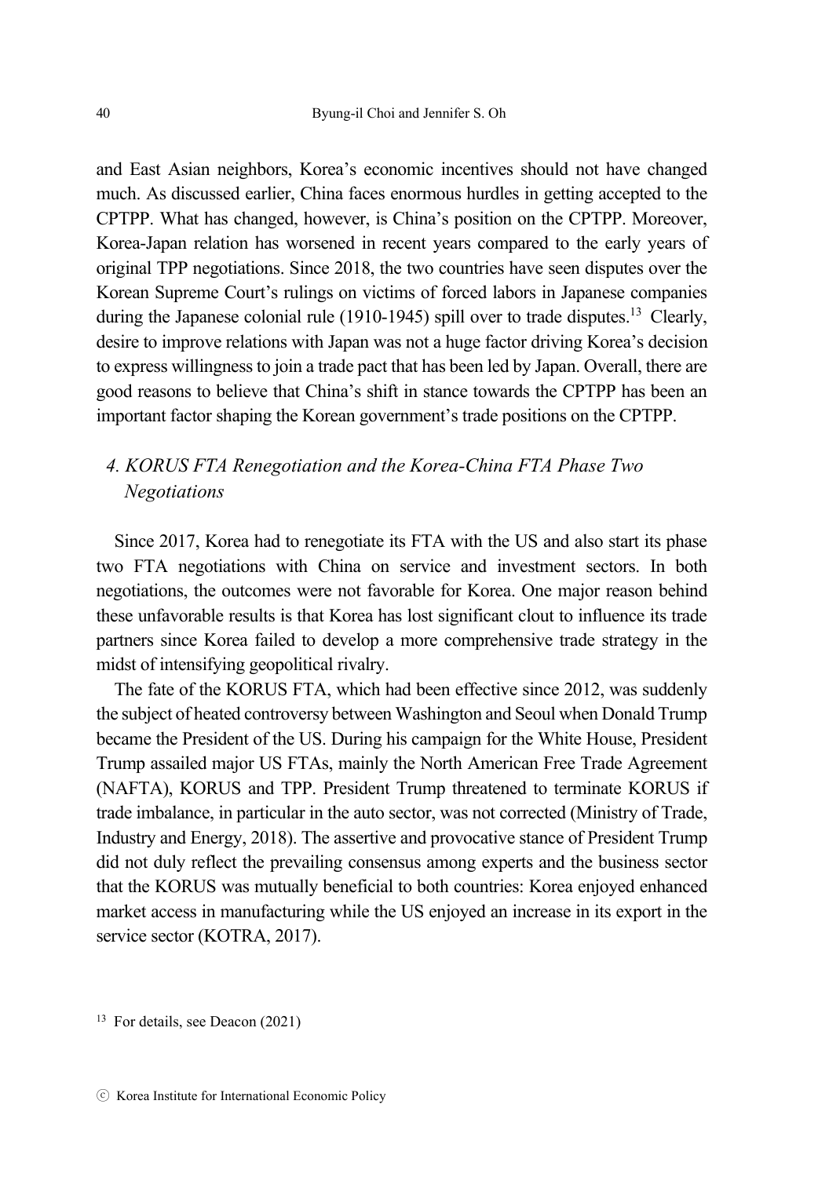and East Asian neighbors, Korea's economic incentives should not have changed much. As discussed earlier, China faces enormous hurdles in getting accepted to the CPTPP. What has changed, however, is China's position on the CPTPP. Moreover, Korea-Japan relation has worsened in recent years compared to the early years of original TPP negotiations. Since 2018, the two countries have seen disputes over the Korean Supreme Court's rulings on victims of forced labors in Japanese companies during the Japanese colonial rule (1910-1945) spill over to trade disputes.[13] Clearly, desire to improve relations with Japan was not a huge factor driving Korea's decision to express willingness to join a trade pact that has been led by Japan. Overall, there are good reasons to believe that China's shift in stance towards the CPTPP has been an important factor shaping the Korean government's trade positions on the CPTPP.

### *4. KORUS FTA Renegotiation and the Korea-China FTA Phase Two Negotiations*

Since 2017, Korea had to renegotiate its FTA with the US and also start its phase two FTA negotiations with China on service and investment sectors. In both negotiations, the outcomes were not favorable for Korea. One major reason behind these unfavorable results is that Korea has lost significant clout to influence its trade partners since Korea failed to develop a more comprehensive trade strategy in the midst of intensifying geopolitical rivalry.

The fate of the KORUS FTA, which had been effective since 2012, was suddenly the subject of heated controversy between Washington and Seoul when Donald Trump became the President of the US. During his campaign for the White House, President Trump assailed major US FTAs, mainly the North American Free Trade Agreement (NAFTA), KORUS and TPP. President Trump threatened to terminate KORUS if trade imbalance, in particular in the auto sector, was not corrected (Ministry of Trade, Industry and Energy, 2018). The assertive and provocative stance of President Trump did not duly reflect the prevailing consensus among experts and the business sector that the KORUS was mutually beneficial to both countries: Korea enjoyed enhanced market access in manufacturing while the US enjoyed an increase in its export in the service sector (KOTRA, 2017).

[13] For details, see Deacon (2021)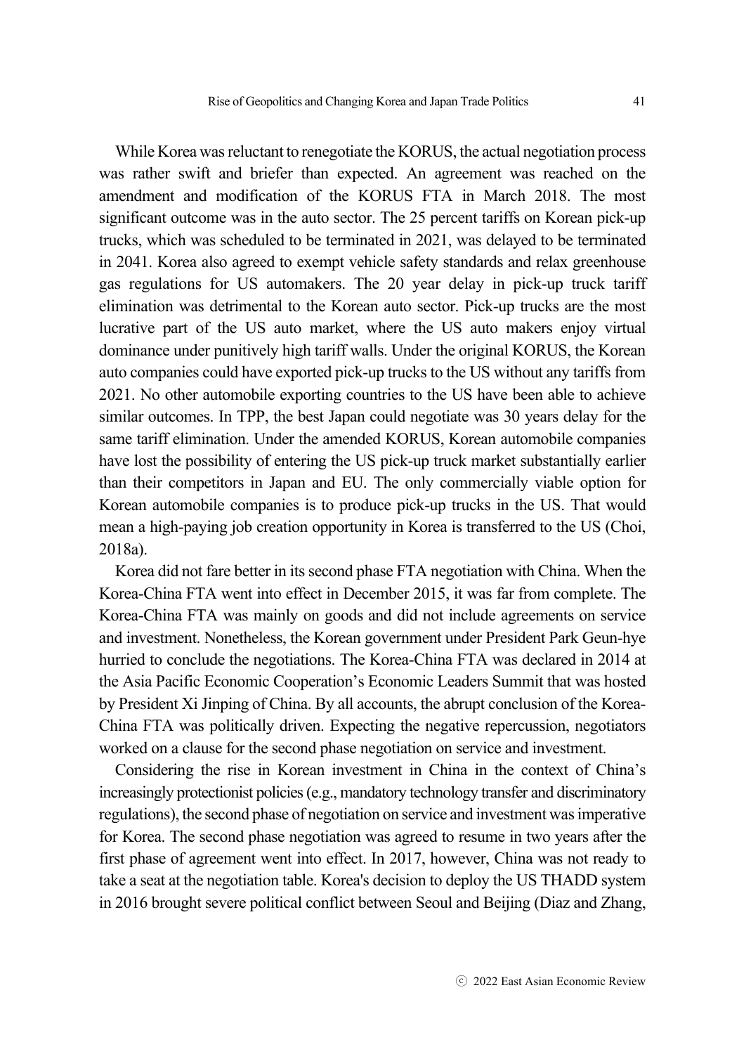While Korea was reluctant to renegotiate the KORUS, the actual negotiation process was rather swift and briefer than expected. An agreement was reached on the amendment and modification of the KORUS FTA in March 2018. The most significant outcome was in the auto sector. The 25 percent tariffs on Korean pick-up trucks, which was scheduled to be terminated in 2021, was delayed to be terminated in 2041. Korea also agreed to exempt vehicle safety standards and relax greenhouse gas regulations for US automakers. The 20 year delay in pick-up truck tariff elimination was detrimental to the Korean auto sector. Pick-up trucks are the most lucrative part of the US auto market, where the US auto makers enjoy virtual dominance under punitively high tariff walls. Under the original KORUS, the Korean auto companies could have exported pick-up trucks to the US without any tariffs from 2021. No other automobile exporting countries to the US have been able to achieve similar outcomes. In TPP, the best Japan could negotiate was 30 years delay for the same tariff elimination. Under the amended KORUS, Korean automobile companies have lost the possibility of entering the US pick-up truck market substantially earlier than their competitors in Japan and EU. The only commercially viable option for Korean automobile companies is to produce pick-up trucks in the US. That would mean a high-paying job creation opportunity in Korea is transferred to the US (Choi, 2018a).

Korea did not fare better in its second phase FTA negotiation with China. When the Korea-China FTA went into effect in December 2015, it was far from complete. The Korea-China FTA was mainly on goods and did not include agreements on service and investment. Nonetheless, the Korean government under President Park Geun-hye hurried to conclude the negotiations. The Korea-China FTA was declared in 2014 at the Asia Pacific Economic Cooperation's Economic Leaders Summit that was hosted by President Xi Jinping of China. By all accounts, the abrupt conclusion of the Korea-China FTA was politically driven. Expecting the negative repercussion, negotiators worked on a clause for the second phase negotiation on service and investment.

Considering the rise in Korean investment in China in the context of China's increasingly protectionist policies (e.g., mandatory technology transfer and discriminatory regulations), the second phase of negotiation on service and investment was imperative for Korea. The second phase negotiation was agreed to resume in two years after the first phase of agreement went into effect. In 2017, however, China was not ready to take a seat at the negotiation table. Korea's decision to deploy the US THADD system in 2016 brought severe political conflict between Seoul and Beijing (Diaz and Zhang,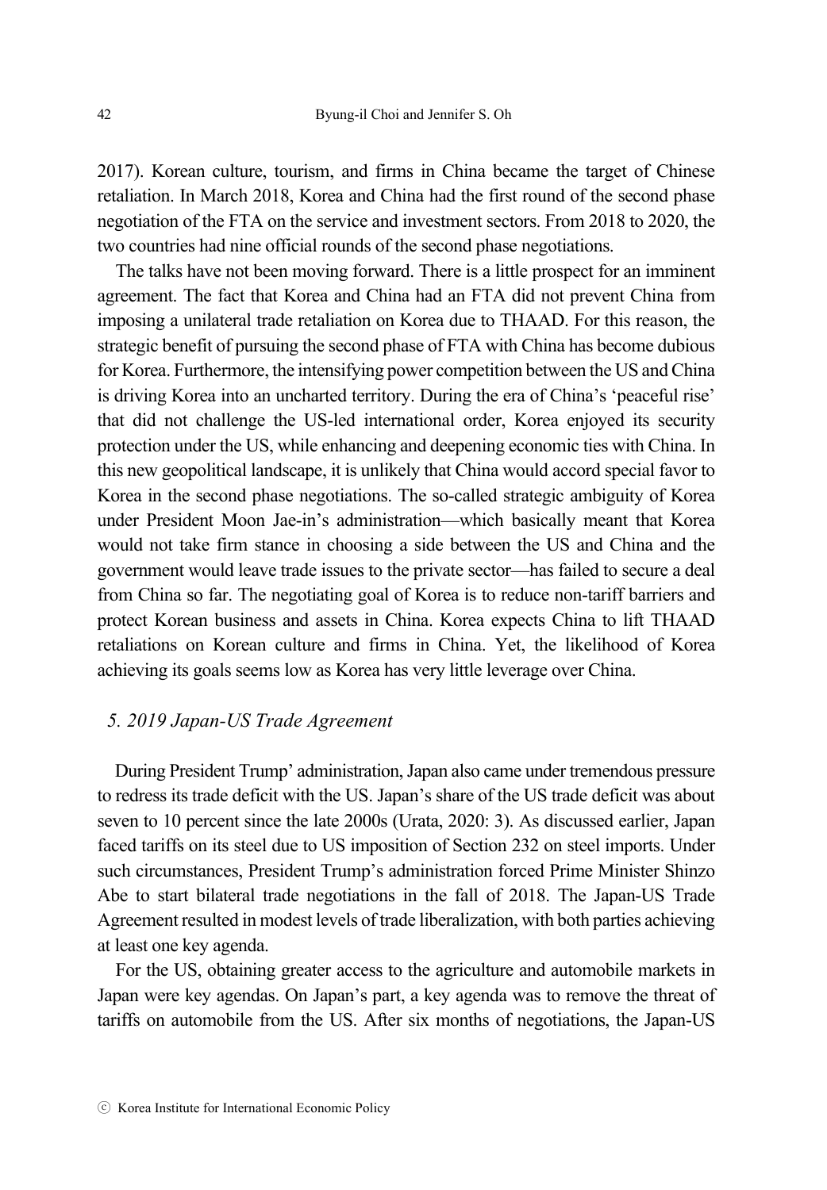2017). Korean culture, tourism, and firms in China became the target of Chinese retaliation. In March 2018, Korea and China had the first round of the second phase negotiation of the FTA on the service and investment sectors. From 2018 to 2020, the two countries had nine official rounds of the second phase negotiations.

The talks have not been moving forward. There is a little prospect for an imminent agreement. The fact that Korea and China had an FTA did not prevent China from imposing a unilateral trade retaliation on Korea due to THAAD. For this reason, the strategic benefit of pursuing the second phase of FTA with China has become dubious for Korea. Furthermore, the intensifying power competition between the US and China is driving Korea into an uncharted territory. During the era of China's 'peaceful rise' that did not challenge the US-led international order, Korea enjoyed its security protection under the US, while enhancing and deepening economic ties with China. In this new geopolitical landscape, it is unlikely that China would accord special favor to Korea in the second phase negotiations. The so-called strategic ambiguity of Korea under President Moon Jae-in's administration—which basically meant that Korea would not take firm stance in choosing a side between the US and China and the government would leave trade issues to the private sector—has failed to secure a deal from China so far. The negotiating goal of Korea is to reduce non-tariff barriers and protect Korean business and assets in China. Korea expects China to lift THAAD retaliations on Korean culture and firms in China. Yet, the likelihood of Korea achieving its goals seems low as Korea has very little leverage over China.

### *5. 2019 Japan-US Trade Agreement*

During President Trump' administration, Japan also came under tremendous pressure to redress its trade deficit with the US. Japan's share of the US trade deficit was about seven to 10 percent since the late 2000s (Urata, 2020: 3). As discussed earlier, Japan faced tariffs on its steel due to US imposition of Section 232 on steel imports. Under such circumstances, President Trump's administration forced Prime Minister Shinzo Abe to start bilateral trade negotiations in the fall of 2018. The Japan-US Trade Agreement resulted in modest levels of trade liberalization, with both parties achieving at least one key agenda.

For the US, obtaining greater access to the agriculture and automobile markets in Japan were key agendas. On Japan's part, a key agenda was to remove the threat of tariffs on automobile from the US. After six months of negotiations, the Japan-US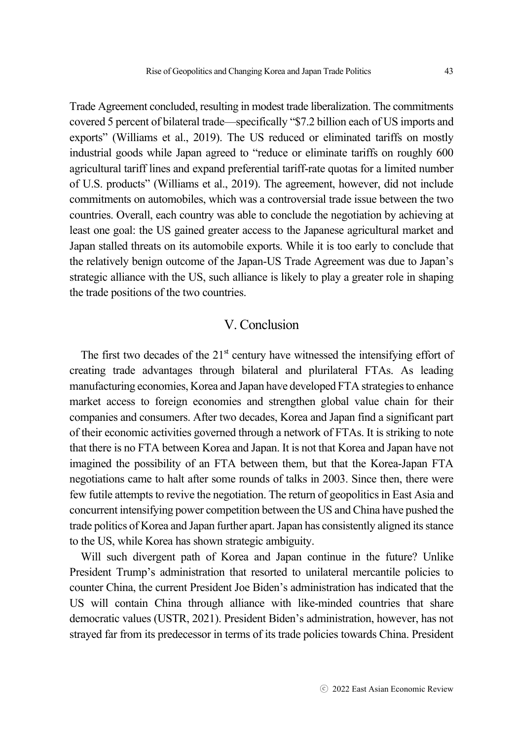Trade Agreement concluded, resulting in modest trade liberalization. The commitments covered 5 percent of bilateral trade—specifically "$7.2 billion each of US imports and exports" (Williams et al., 2019). The US reduced or eliminated tariffs on mostly industrial goods while Japan agreed to "reduce or eliminate tariffs on roughly 600 agricultural tariff lines and expand preferential tariff-rate quotas for a limited number of U.S. products" (Williams et al., 2019). The agreement, however, did not include commitments on automobiles, which was a controversial trade issue between the two countries. Overall, each country was able to conclude the negotiation by achieving at least one goal: the US gained greater access to the Japanese agricultural market and Japan stalled threats on its automobile exports. While it is too early to conclude that the relatively benign outcome of the Japan-US Trade Agreement was due to Japan's strategic alliance with the US, such alliance is likely to play a greater role in shaping the trade positions of the two countries.

## V. Conclusion

The first two decades of the 21st century have witnessed the intensifying effort of creating trade advantages through bilateral and plurilateral FTAs. As leading manufacturing economies, Korea and Japan have developed FTA strategies to enhance market access to foreign economies and strengthen global value chain for their companies and consumers. After two decades, Korea and Japan find a significant part of their economic activities governed through a network of FTAs. It is striking to note that there is no FTA between Korea and Japan. It is not that Korea and Japan have not imagined the possibility of an FTA between them, but that the Korea-Japan FTA negotiations came to halt after some rounds of talks in 2003. Since then, there were few futile attempts to revive the negotiation. The return of geopolitics in East Asia and concurrent intensifying power competition between the US and China have pushed the trade politics of Korea and Japan further apart. Japan has consistently aligned its stance to the US, while Korea has shown strategic ambiguity.

Will such divergent path of Korea and Japan continue in the future? Unlike President Trump's administration that resorted to unilateral mercantile policies to counter China, the current President Joe Biden's administration has indicated that the US will contain China through alliance with like-minded countries that share democratic values (USTR, 2021). President Biden's administration, however, has not strayed far from its predecessor in terms of its trade policies towards China. President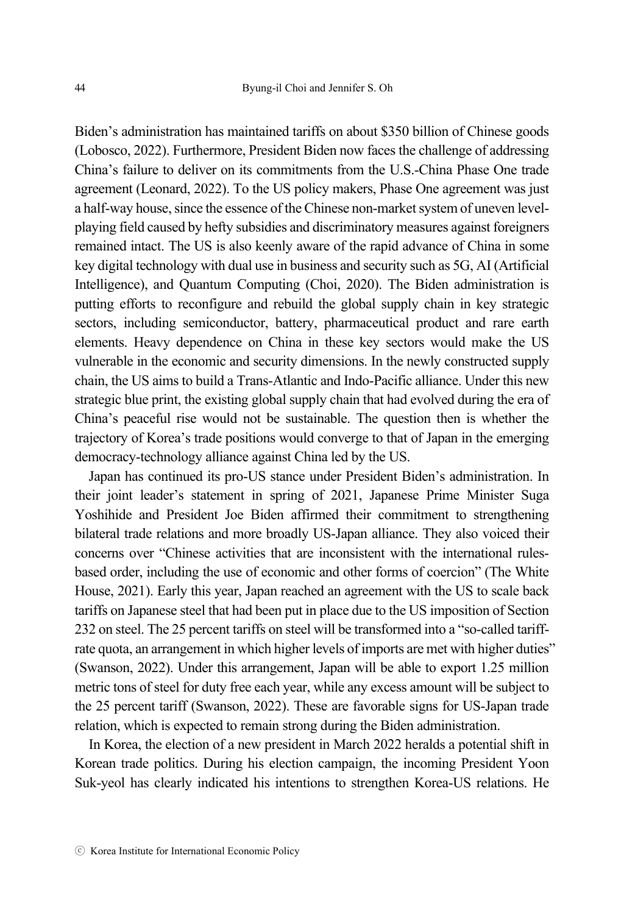Biden's administration has maintained tariffs on about $350 billion of Chinese goods (Lobosco, 2022). Furthermore, President Biden now faces the challenge of addressing China's failure to deliver on its commitments from the U.S.-China Phase One trade agreement (Leonard, 2022). To the US policy makers, Phase One agreement was just a half-way house, since the essence of the Chinese non-market system of uneven level-playing field caused by hefty subsidies and discriminatory measures against foreigners remained intact. The US is also keenly aware of the rapid advance of China in some key digital technology with dual use in business and security such as 5G, AI (Artificial Intelligence), and Quantum Computing (Choi, 2020). The Biden administration is putting efforts to reconfigure and rebuild the global supply chain in key strategic sectors, including semiconductor, battery, pharmaceutical product and rare earth elements. Heavy dependence on China in these key sectors would make the US vulnerable in the economic and security dimensions. In the newly constructed supply chain, the US aims to build a Trans-Atlantic and Indo-Pacific alliance. Under this new strategic blue print, the existing global supply chain that had evolved during the era of China's peaceful rise would not be sustainable. The question then is whether the trajectory of Korea's trade positions would converge to that of Japan in the emerging democracy-technology alliance against China led by the US.

Japan has continued its pro-US stance under President Biden's administration. In their joint leader's statement in spring of 2021, Japanese Prime Minister Suga Yoshihide and President Joe Biden affirmed their commitment to strengthening bilateral trade relations and more broadly US-Japan alliance. They also voiced their concerns over "Chinese activities that are inconsistent with the international rules-based order, including the use of economic and other forms of coercion" (The White House, 2021). Early this year, Japan reached an agreement with the US to scale back tariffs on Japanese steel that had been put in place due to the US imposition of Section 232 on steel. The 25 percent tariffs on steel will be transformed into a "so-called tariff-rate quota, an arrangement in which higher levels of imports are met with higher duties" (Swanson, 2022). Under this arrangement, Japan will be able to export 1.25 million metric tons of steel for duty free each year, while any excess amount will be subject to the 25 percent tariff (Swanson, 2022). These are favorable signs for US-Japan trade relation, which is expected to remain strong during the Biden administration.

In Korea, the election of a new president in March 2022 heralds a potential shift in Korean trade politics. During his election campaign, the incoming President Yoon Suk-yeol has clearly indicated his intentions to strengthen Korea-US relations. He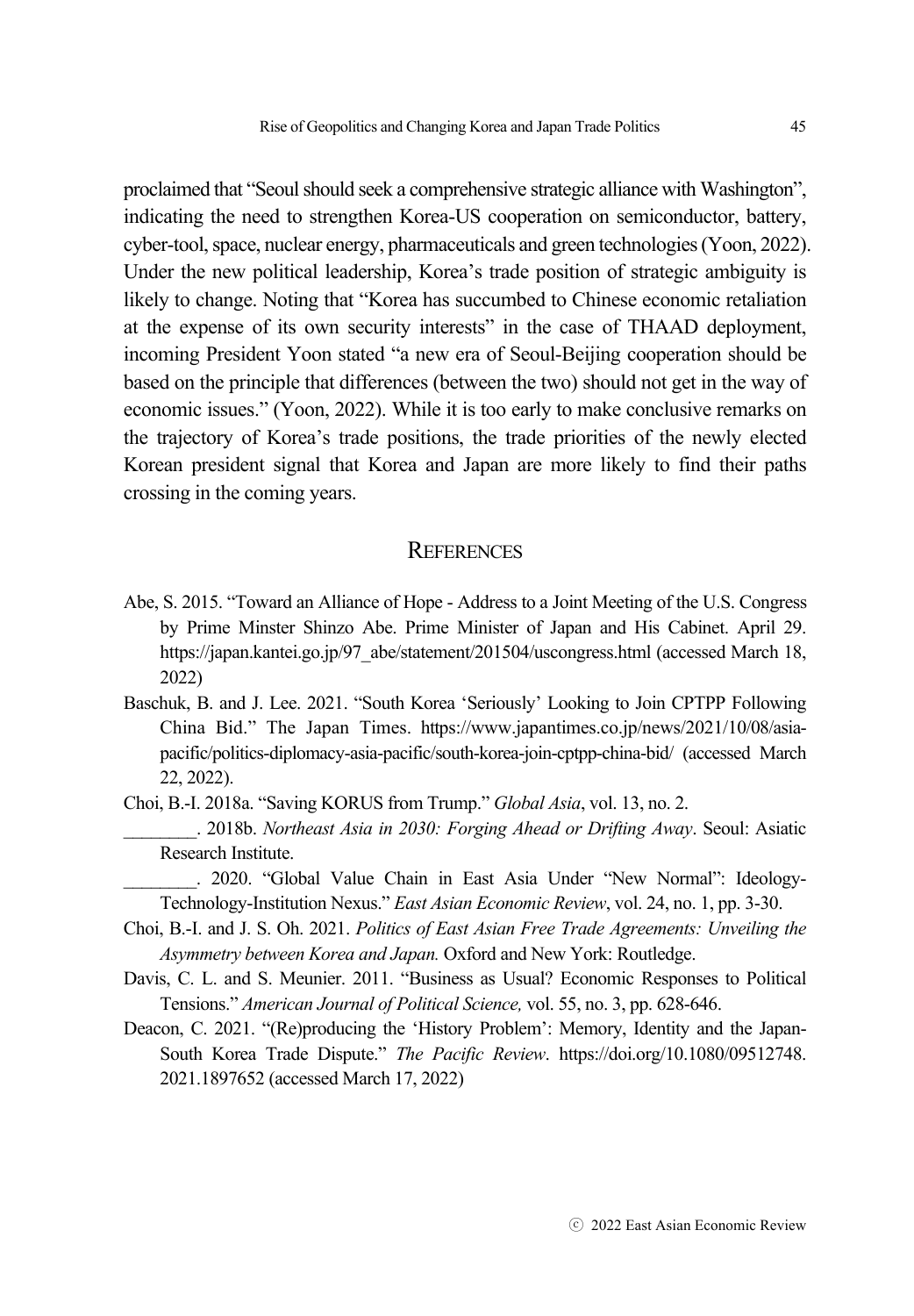proclaimed that "Seoul should seek a comprehensive strategic alliance with Washington", indicating the need to strengthen Korea-US cooperation on semiconductor, battery, cyber-tool, space, nuclear energy, pharmaceuticals and green technologies (Yoon, 2022). Under the new political leadership, Korea's trade position of strategic ambiguity is likely to change. Noting that "Korea has succumbed to Chinese economic retaliation at the expense of its own security interests" in the case of THAAD deployment, incoming President Yoon stated "a new era of Seoul-Beijing cooperation should be based on the principle that differences (between the two) should not get in the way of economic issues." (Yoon, 2022). While it is too early to make conclusive remarks on the trajectory of Korea's trade positions, the trade priorities of the newly elected Korean president signal that Korea and Japan are more likely to find their paths crossing in the coming years.

## REFERENCES

Abe, S. 2015. "Toward an Alliance of Hope - Address to a Joint Meeting of the U.S. Congress by Prime Minster Shinzo Abe. Prime Minister of Japan and His Cabinet. April 29. https://japan.kantei.go.jp/97_abe/statement/201504/uscongress.html (accessed March 18, 2022)

Baschuk, B. and J. Lee. 2021. "South Korea 'Seriously' Looking to Join CPTPP Following China Bid." The Japan Times. https://www.japantimes.co.jp/news/2021/10/08/asia-pacific/politics-diplomacy-asia-pacific/south-korea-join-cptpp-china-bid/ (accessed March 22, 2022).

Choi, B.-I. 2018a. "Saving KORUS from Trump." *Global Asia*, vol. 13, no. 2.

________. 2018b. *Northeast Asia in 2030: Forging Ahead or Drifting Away*. Seoul: Asiatic Research Institute.

________. 2020. "Global Value Chain in East Asia Under "New Normal": Ideology-Technology-Institution Nexus." *East Asian Economic Review*, vol. 24, no. 1, pp. 3-30.

Choi, B.-I. and J. S. Oh. 2021. *Politics of East Asian Free Trade Agreements: Unveiling the Asymmetry between Korea and Japan.* Oxford and New York: Routledge.

Davis, C. L. and S. Meunier. 2011. "Business as Usual? Economic Responses to Political Tensions." *American Journal of Political Science,* vol. 55, no. 3, pp. 628-646.

Deacon, C. 2021. "(Re)producing the 'History Problem': Memory, Identity and the Japan-South Korea Trade Dispute." *The Pacific Review*. https://doi.org/10.1080/09512748.2021.1897652 (accessed March 17, 2022)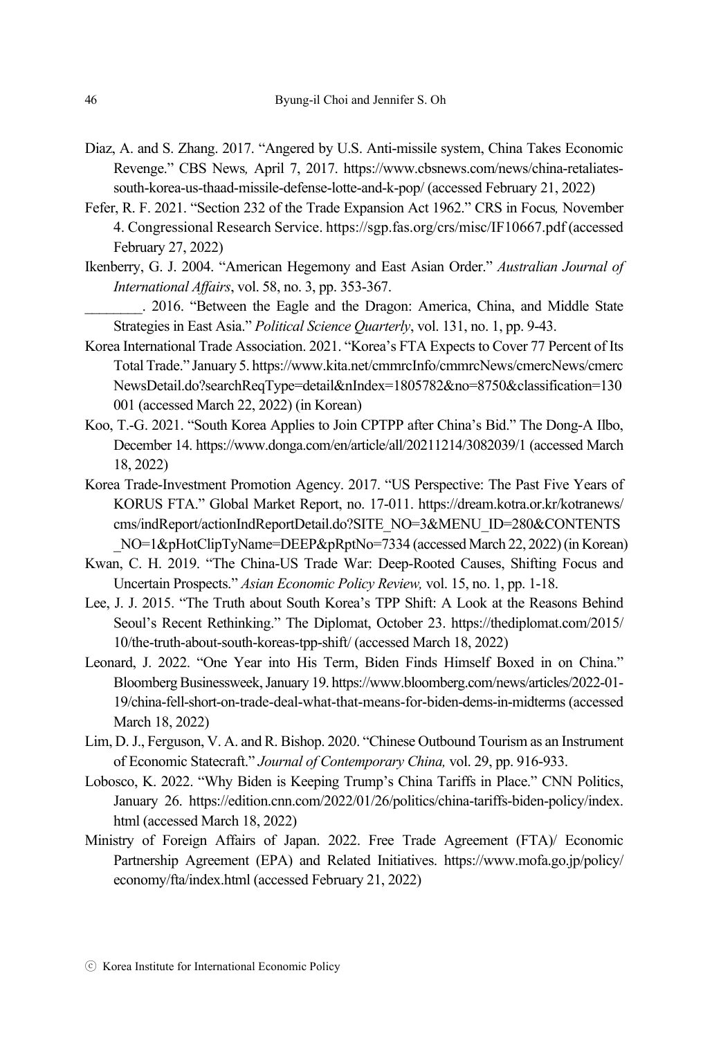Diaz, A. and S. Zhang. 2017. "Angered by U.S. Anti-missile system, China Takes Economic Revenge." CBS News*,* April 7, 2017. https://www.cbsnews.com/news/china-retaliates-south-korea-us-thaad-missile-defense-lotte-and-k-pop/ (accessed February 21, 2022)

Fefer, R. F. 2021. "Section 232 of the Trade Expansion Act 1962." CRS in Focus*,* November 4. Congressional Research Service. https://sgp.fas.org/crs/misc/IF10667.pdf (accessed February 27, 2022)

Ikenberry, G. J. 2004. "American Hegemony and East Asian Order." *Australian Journal of International Affairs*, vol. 58, no. 3, pp. 353-367.

________. 2016. "Between the Eagle and the Dragon: America, China, and Middle State Strategies in East Asia." *Political Science Quarterly*, vol. 131, no. 1, pp. 9-43.

Korea International Trade Association. 2021. "Korea's FTA Expects to Cover 77 Percent of Its Total Trade." January 5. https://www.kita.net/cmmrcInfo/cmmrcNews/cmercNews/cmercNewsDetail.do?searchReqType=detail&nIndex=1805782&no=8750&classification=130001 (accessed March 22, 2022) (in Korean)

Koo, T.-G. 2021. "South Korea Applies to Join CPTPP after China's Bid." The Dong-A Ilbo, December 14. https://www.donga.com/en/article/all/20211214/3082039/1 (accessed March 18, 2022)

Korea Trade-Investment Promotion Agency. 2017. "US Perspective: The Past Five Years of KORUS FTA." Global Market Report, no. 17-011. https://dream.kotra.or.kr/kotranews/cms/indReport/actionIndReportDetail.do?SITE_NO=3&MENU_ID=280&CONTENTS_NO=1&pHotClipTyName=DEEP&pRptNo=7334 (accessed March 22, 2022) (in Korean)

Kwan, C. H. 2019. "The China-US Trade War: Deep-Rooted Causes, Shifting Focus and Uncertain Prospects." *Asian Economic Policy Review,* vol. 15, no. 1, pp. 1-18.

Lee, J. J. 2015. "The Truth about South Korea's TPP Shift: A Look at the Reasons Behind Seoul's Recent Rethinking." The Diplomat, October 23. https://thediplomat.com/2015/10/the-truth-about-south-koreas-tpp-shift/ (accessed March 18, 2022)

Leonard, J. 2022. "One Year into His Term, Biden Finds Himself Boxed in on China." Bloomberg Businessweek, January 19. https://www.bloomberg.com/news/articles/2022-01-19/china-fell-short-on-trade-deal-what-that-means-for-biden-dems-in-midterms (accessed March 18, 2022)

Lim, D. J., Ferguson, V. A. and R. Bishop. 2020. "Chinese Outbound Tourism as an Instrument of Economic Statecraft." *Journal of Contemporary China,* vol. 29, pp. 916-933.

Lobosco, K. 2022. "Why Biden is Keeping Trump's China Tariffs in Place." CNN Politics, January 26. https://edition.cnn.com/2022/01/26/politics/china-tariffs-biden-policy/index.html (accessed March 18, 2022)

Ministry of Foreign Affairs of Japan. 2022. Free Trade Agreement (FTA)/ Economic Partnership Agreement (EPA) and Related Initiatives. https://www.mofa.go.jp/policy/economy/fta/index.html (accessed February 21, 2022)

ⓒ Korea Institute for International Economic Policy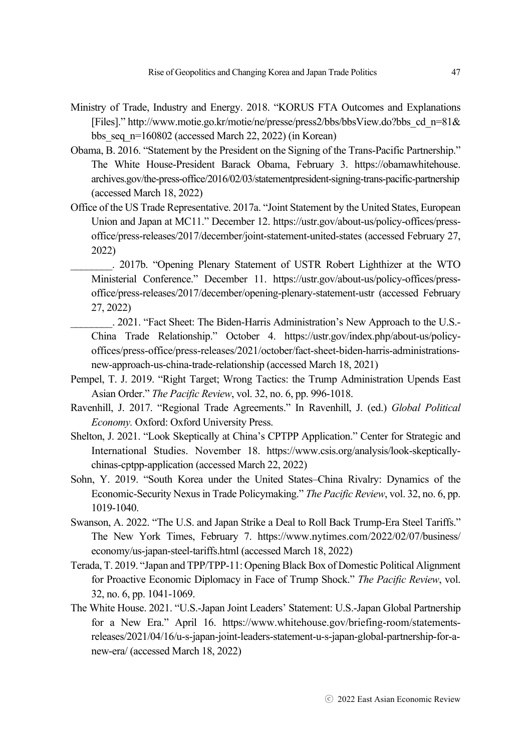Ministry of Trade, Industry and Energy. 2018. "KORUS FTA Outcomes and Explanations [Files]." http://www.motie.go.kr/motie/ne/presse/press2/bbs/bbsView.do?bbs_cd_n=81&bbs_seq_n=160802 (accessed March 22, 2022) (in Korean)

Obama, B. 2016. "Statement by the President on the Signing of the Trans-Pacific Partnership." The White House-President Barack Obama, February 3. https://obamawhitehouse.archives.gov/the-press-office/2016/02/03/statementpresident-signing-trans-pacific-partnership (accessed March 18, 2022)

Office of the US Trade Representative. 2017a. "Joint Statement by the United States, European Union and Japan at MC11." December 12. https://ustr.gov/about-us/policy-offices/press-office/press-releases/2017/december/joint-statement-united-states (accessed February 27, 2022)

________. 2017b. "Opening Plenary Statement of USTR Robert Lighthizer at the WTO Ministerial Conference." December 11. https://ustr.gov/about-us/policy-offices/press-office/press-releases/2017/december/opening-plenary-statement-ustr (accessed February 27, 2022)

________. 2021. "Fact Sheet: The Biden-Harris Administration's New Approach to the U.S.-China Trade Relationship." October 4. https://ustr.gov/index.php/about-us/policy-offices/press-office/press-releases/2021/october/fact-sheet-biden-harris-administrations-new-approach-us-china-trade-relationship (accessed March 18, 2021)

Pempel, T. J. 2019. "Right Target; Wrong Tactics: the Trump Administration Upends East Asian Order." *The Pacific Review*, vol. 32, no. 6, pp. 996-1018.

Ravenhill, J. 2017. "Regional Trade Agreements." In Ravenhill, J. (ed.) *Global Political Economy.* Oxford: Oxford University Press.

Shelton, J. 2021. "Look Skeptically at China's CPTPP Application." Center for Strategic and International Studies. November 18. https://www.csis.org/analysis/look-skeptically-chinas-cptpp-application (accessed March 22, 2022)

Sohn, Y. 2019. "South Korea under the United States–China Rivalry: Dynamics of the Economic-Security Nexus in Trade Policymaking." *The Pacific Review*, vol. 32, no. 6, pp. 1019-1040.

Swanson, A. 2022. "The U.S. and Japan Strike a Deal to Roll Back Trump-Era Steel Tariffs." The New York Times, February 7. https://www.nytimes.com/2022/02/07/business/economy/us-japan-steel-tariffs.html (accessed March 18, 2022)

Terada, T. 2019. "Japan and TPP/TPP-11: Opening Black Box of Domestic Political Alignment for Proactive Economic Diplomacy in Face of Trump Shock." *The Pacific Review*, vol. 32, no. 6, pp. 1041-1069.

The White House. 2021. "U.S.-Japan Joint Leaders' Statement: U.S.-Japan Global Partnership for a New Era." April 16. https://www.whitehouse.gov/briefing-room/statements-releases/2021/04/16/u-s-japan-joint-leaders-statement-u-s-japan-global-partnership-for-a-new-era/ (accessed March 18, 2022)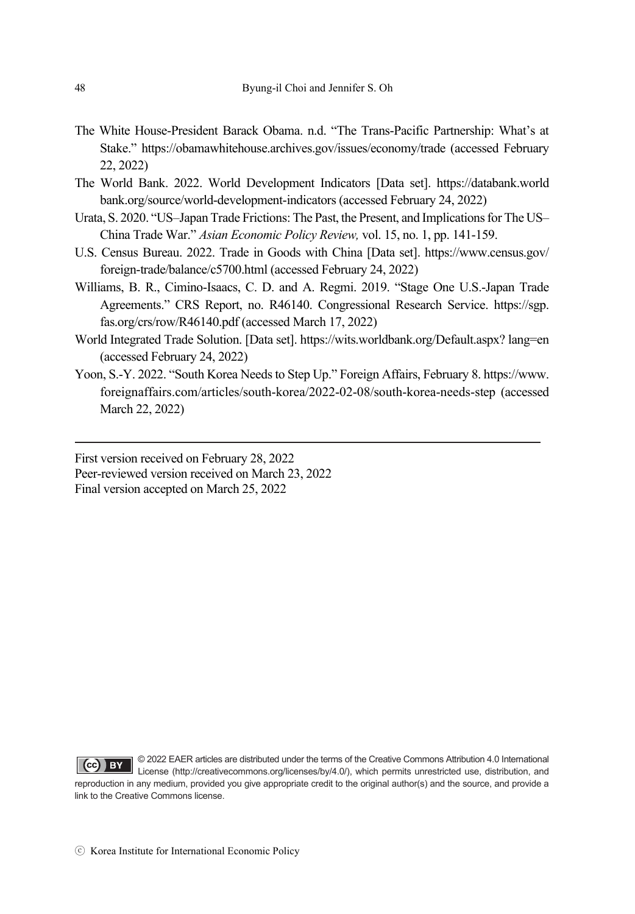The White House-President Barack Obama. n.d. "The Trans-Pacific Partnership: What's at Stake." https://obamawhitehouse.archives.gov/issues/economy/trade (accessed February 22, 2022)

The World Bank. 2022. World Development Indicators [Data set]. https://databank.worldbank.org/source/world-development-indicators (accessed February 24, 2022)

Urata, S. 2020. "US–Japan Trade Frictions: The Past, the Present, and Implications for The US–China Trade War." *Asian Economic Policy Review,* vol. 15, no. 1, pp. 141-159.

U.S. Census Bureau. 2022. Trade in Goods with China [Data set]. https://www.census.gov/foreign-trade/balance/c5700.html (accessed February 24, 2022)

Williams, B. R., Cimino-Isaacs, C. D. and A. Regmi. 2019. "Stage One U.S.-Japan Trade Agreements." CRS Report, no. R46140. Congressional Research Service. https://sgp.fas.org/crs/row/R46140.pdf (accessed March 17, 2022)

World Integrated Trade Solution. [Data set]. https://wits.worldbank.org/Default.aspx? lang=en (accessed February 24, 2022)

Yoon, S.-Y. 2022. "South Korea Needs to Step Up." Foreign Affairs, February 8. https://www.foreignaffairs.com/articles/south-korea/2022-02-08/south-korea-needs-step (accessed March 22, 2022)

---

First version received on February 28, 2022
Peer-reviewed version received on March 23, 2022
Final version accepted on March 25, 2022

© 2022 EAER articles are distributed under the terms of the Creative Commons Attribution 4.0 International License (http://creativecommons.org/licenses/by/4.0/), which permits unrestricted use, distribution, and reproduction in any medium, provided you give appropriate credit to the original author(s) and the source, and provide a link to the Creative Commons license.

ⓒ Korea Institute for International Economic Policy